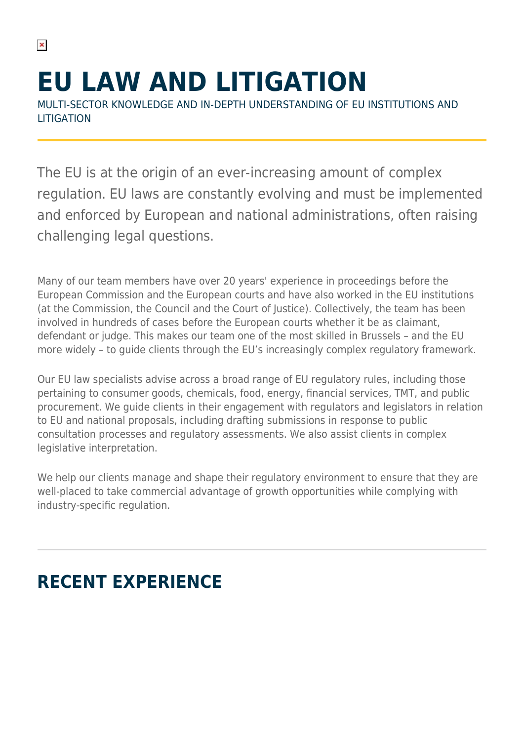# EU LAW AND LITIGATION

MULTI-SECTOR KNOWLEDGE AND IN-DEPTH UNDERSTANDING OF EU INSTITUTIONS AND LITIGATION

The EU is at the origin of an ever-increasing amount of complex regulation. EU laws are constantly evolving and must be implemented and enforced by European and national administrations, often raising challenging legal questions.

Many of our team members have over 20 years' experience in proceedings before the European Commission and the European courts and have also worked in the EU institutions (at the Commission, the Council and the Court of Justice). Collectively, the team has been involved in hundreds of cases before the European courts whether it be as claimant, defendant or judge. This makes our team one of the most skilled in Brussels – and the EU more widely – to guide clients through the EU's increasingly complex regulatory framework.

Our EU law specialists advise across a broad range of EU regulatory rules, including those pertaining to consumer goods, chemicals, food, energy, financial services, TMT, and public procurement. We guide clients in their engagement with regulators and legislators in relation to EU and national proposals, including drafting submissions in response to public consultation processes and regulatory assessments. We also assist clients in complex legislative interpretation.

We help our clients manage and shape their regulatory environment to ensure that they are well-placed to take commercial advantage of growth opportunities while complying with industry-specific regulation.

## RECENT EXPERIENCE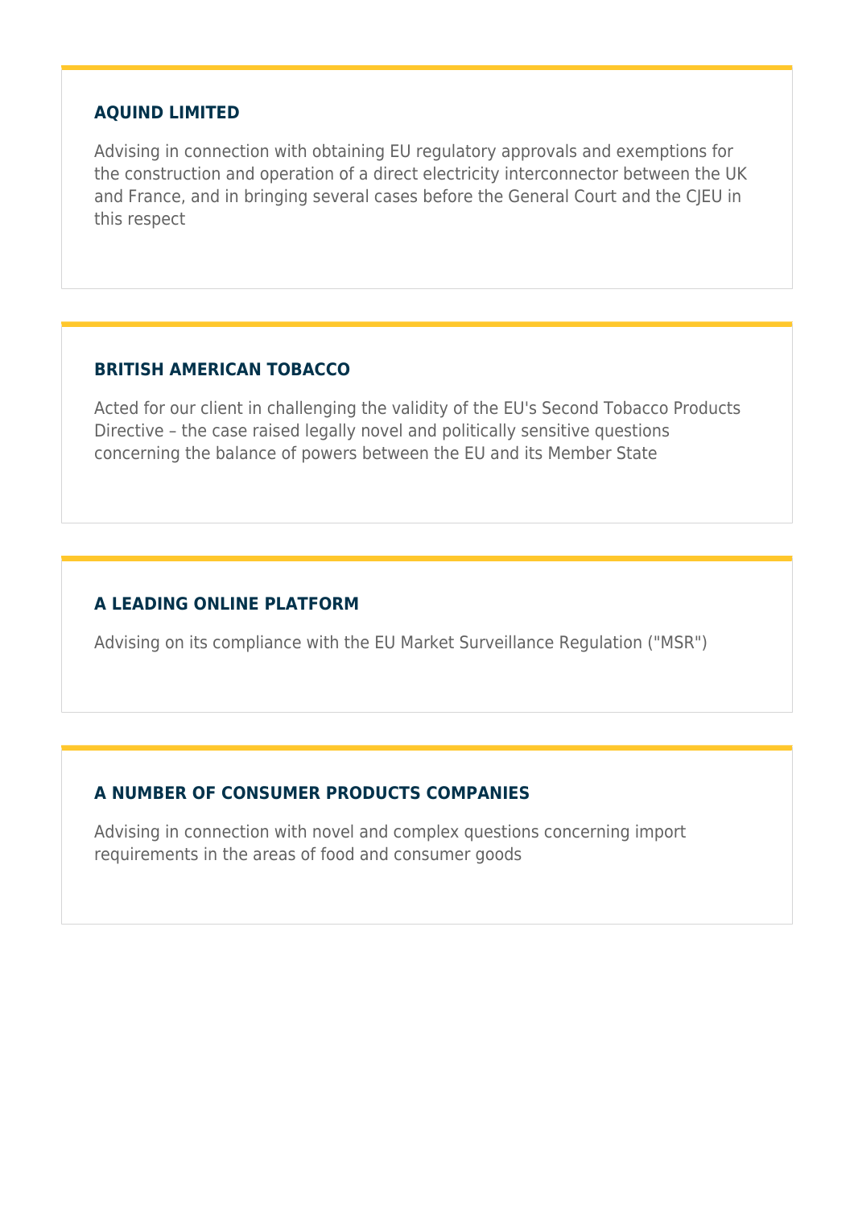### AQUIND LIMITED

Advising in connection with obtaining EU regulatory approvals and exemptions for the construction and operation of a direct electricity interconnector between the UK and France, and in bringing several cases before the General Court and the CJEU in this respect

### BRITISH AMERICAN TOBACCO

Acted for our client in challenging the validity of the EU's Second Tobacco Products Directive – the case raised legally novel and politically sensitive questions concerning the balance of powers between the EU and its Member State

### A LEADING ONLINE PLATFORM

Advising on its compliance with the EU Market Surveillance Regulation ("MSR")

### A NUMBER OF CONSUMER PRODUCTS COMPANIES

Advising in connection with novel and complex questions concerning import requirements in the areas of food and consumer goods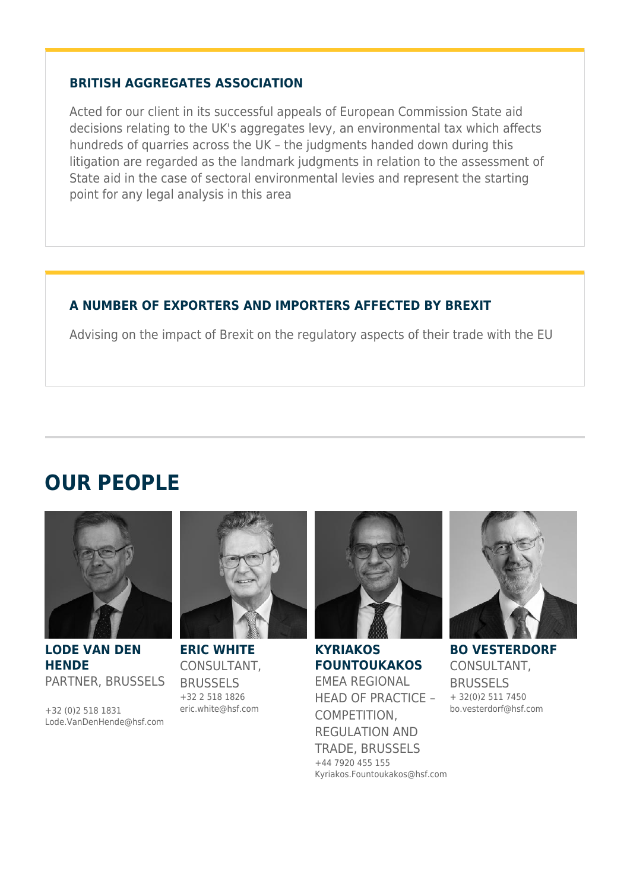### BRITISH AGGREGATES ASSOCIATION

Acted for our client in its successful appeals of European Commission State aid decisions relating to the UK's aggregates levy, an environmental tax which affects hundreds of quarries across the UK – the judgments handed down during this litigation are regarded as the landmark judgments in relation to the assessment of State aid in the case of sectoral environmental levies and represent the starting point for any legal analysis in this area

### A NUMBER OF EXPORTERS AND IMPORTERS AFFECTED BY BREXIT

Advising on the impact of Brexit on the regulatory aspects of their trade with the EU

## OUR PEOPLE

**LODE VAN DEN HENDE**
PARTNER, BRUSSELS

+32 (0)2 518 1831
Lode.VanDenHende@hsf.com

**ERIC WHITE**
CONSULTANT, BRUSSELS
+32 2 518 1826
eric.white@hsf.com

**KYRIAKOS FOUNTOUKAKOS**
EMEA REGIONAL HEAD OF PRACTICE – COMPETITION, REGULATION AND TRADE, BRUSSELS
+44 7920 455 155
Kyriakos.Fountoukakos@hsf.com

**BO VESTERDORF**
CONSULTANT, BRUSSELS
+ 32(0)2 511 7450
bo.vesterdorf@hsf.com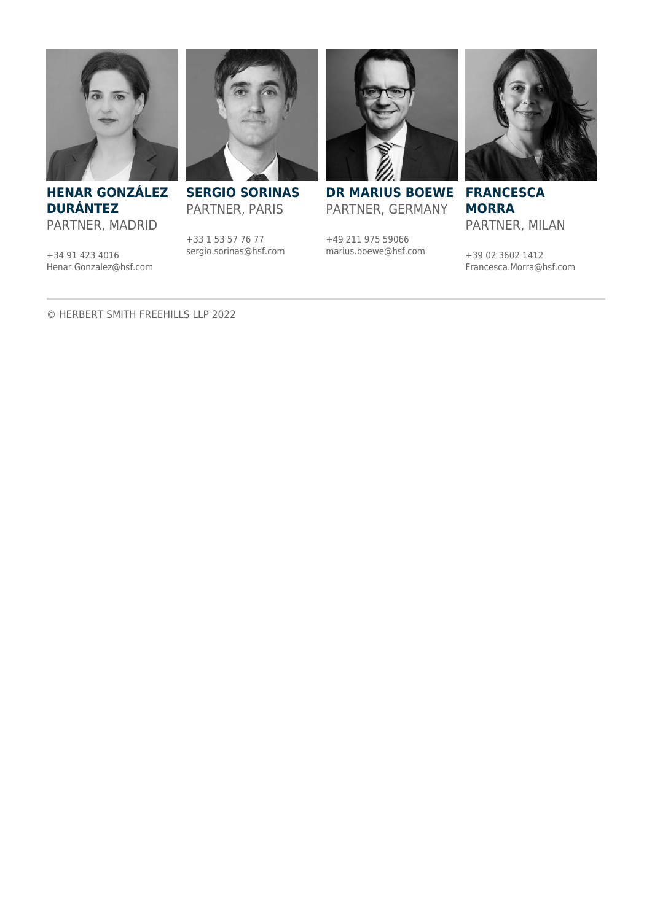**HENAR GONZÁLEZ DURÁNTEZ**
PARTNER, MADRID

+34 91 423 4016
Henar.Gonzalez@hsf.com

**SERGIO SORINAS**
PARTNER, PARIS

+33 1 53 57 76 77
sergio.sorinas@hsf.com

**DR MARIUS BOEWE**
PARTNER, GERMANY

+49 211 975 59066
marius.boewe@hsf.com

**FRANCESCA MORRA**
PARTNER, MILAN

+39 02 3602 1412
Francesca.Morra@hsf.com

---

© HERBERT SMITH FREEHILLS LLP 2022